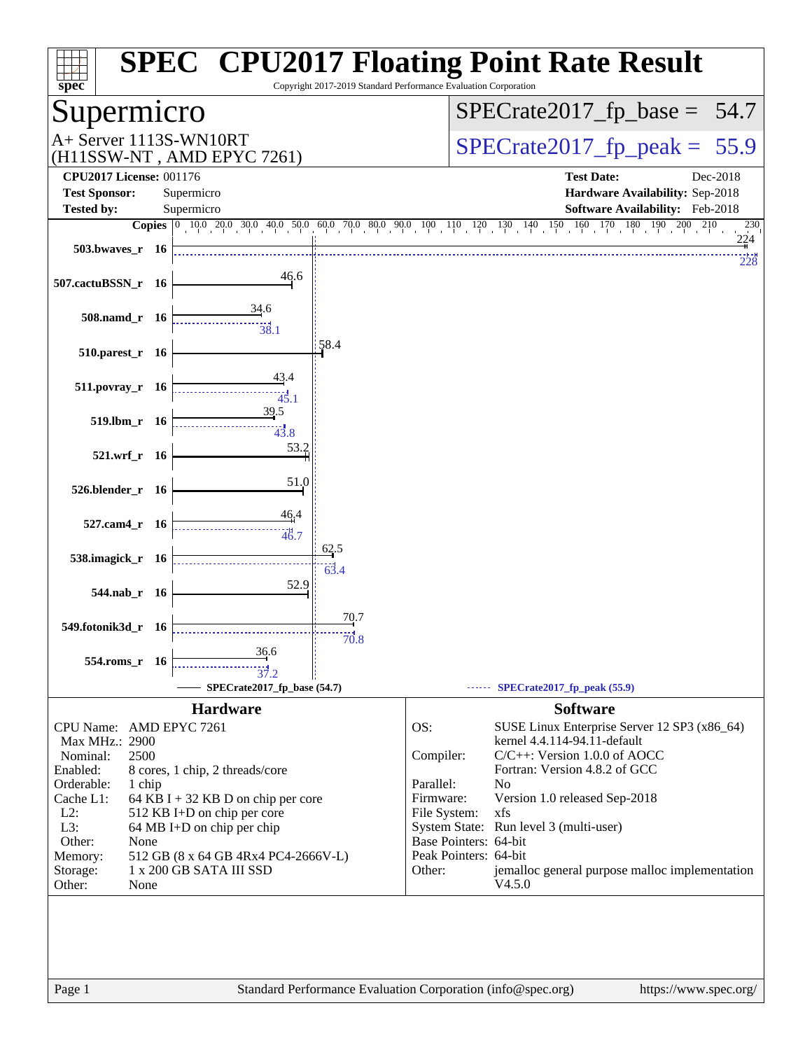# SPEC CPU2017 Floating Point Rate Result

Copyright 2017-2019 Standard Performance Evaluation Corporation

## Supermicro

A+ Server 1113S-WN10RT
(H11SSW-NT , AMD EPYC 7261)

SPECrate2017_fp_base = 54.7

SPECrate2017_fp_peak = 55.9

| | | | |
|---|---|---|---|
| **CPU2017 License:** | 001176 | **Test Date:** | Dec-2018 |
| **Test Sponsor:** | Supermicro | **Hardware Availability:** | Sep-2018 |
| **Tested by:** | Supermicro | **Software Availability:** | Feb-2018 |

| Benchmark | Copies | Base | Peak |
|---|---|---|---|
| 503.bwaves_r | 16 | 224 | 228 |
| 507.cactuBSSN_r | 16 | 46.6 | |
| 508.namd_r | 16 | 34.6 | 38.1 |
| 510.parest_r | 16 | 58.4 | |
| 511.povray_r | 16 | 43.4 | 45.1 |
| 519.lbm_r | 16 | 39.5 | 43.8 |
| 521.wrf_r | 16 | 53.2 | |
| 526.blender_r | 16 | 51.0 | |
| 527.cam4_r | 16 | 46.4 | 46.7 |
| 538.imagick_r | 16 | 62.5 | 63.4 |
| 544.nab_r | 16 | 52.9 | |
| 549.fotonik3d_r | 16 | 70.7 | 70.8 |
| 554.roms_r | 16 | 36.6 | 37.2 |

SPECrate2017_fp_base (54.7) — SPECrate2017_fp_peak (55.9)

## Hardware

| | |
|---|---|
| CPU Name: | AMD EPYC 7261 |
| Max MHz.: | 2900 |
| Nominal: | 2500 |
| Enabled: | 8 cores, 1 chip, 2 threads/core |
| Orderable: | 1 chip |
| Cache L1: | 64 KB I + 32 KB D on chip per core |
| L2: | 512 KB I+D on chip per core |
| L3: | 64 MB I+D on chip per chip |
| Other: | None |
| Memory: | 512 GB (8 x 64 GB 4Rx4 PC4-2666V-L) |
| Storage: | 1 x 200 GB SATA III SSD |
| Other: | None |

## Software

| | |
|---|---|
| OS: | SUSE Linux Enterprise Server 12 SP3 (x86_64) kernel 4.4.114-94.11-default |
| Compiler: | C/C++: Version 1.0.0 of AOCC<br>Fortran: Version 4.8.2 of GCC |
| Parallel: | No |
| Firmware: | Version 1.0 released Sep-2018 |
| File System: | xfs |
| System State: | Run level 3 (multi-user) |
| Base Pointers: | 64-bit |
| Peak Pointers: | 64-bit |
| Other: | jemalloc general purpose malloc implementation V4.5.0 |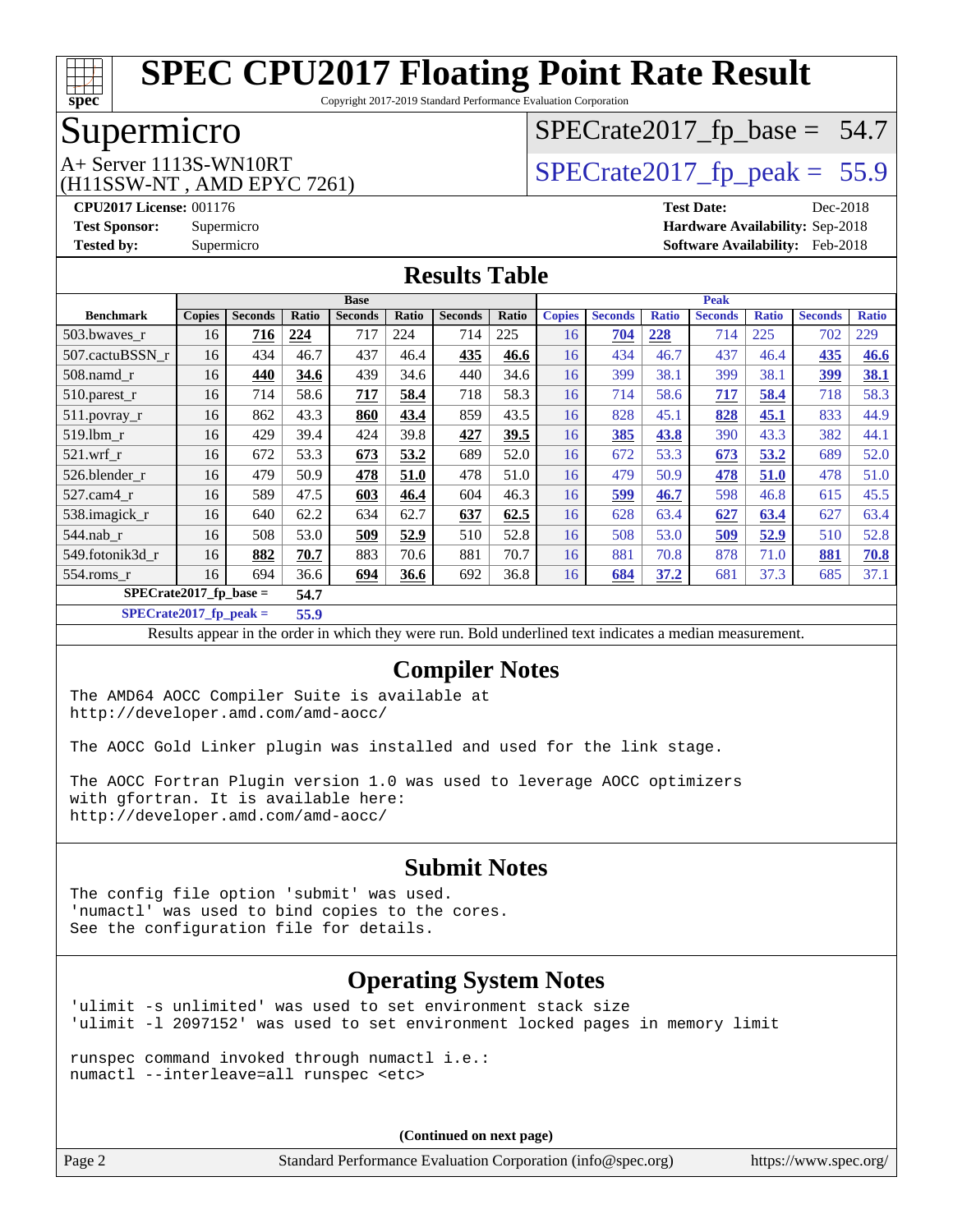# SPEC CPU2017 Floating Point Rate Result

Copyright 2017-2019 Standard Performance Evaluation Corporation

## Supermicro

A+ Server 1113S-WN10RT
(H11SSW-NT , AMD EPYC 7261)

SPECrate2017_fp_base = 54.7

SPECrate2017_fp_peak = 55.9

**CPU2017 License:** 001176
**Test Sponsor:** Supermicro
**Tested by:** Supermicro

**Test Date:** Dec-2018
**Hardware Availability:** Sep-2018
**Software Availability:** Feb-2018

## Results Table

| | Base | | | | | | | | Peak | | | | | | | |
|---|---|---|---|---|---|---|---|---|---|---|---|---|---|---|---|---|
| **Benchmark** | **Copies** | **Seconds** | **Ratio** | **Seconds** | **Ratio** | **Seconds** | **Ratio** | | **Copies** | **Seconds** | **Ratio** | **Seconds** | **Ratio** | **Seconds** | **Ratio** |
| 503.bwaves_r | 16 | **716** | **224** | 717 | 224 | 714 | 225 | | 16 | **704** | **228** | 714 | 225 | 702 | 229 |
| 507.cactuBSSN_r | 16 | 434 | 46.7 | 437 | 46.4 | **435** | **46.6** | | 16 | 434 | 46.7 | 437 | 46.4 | **435** | **46.6** |
| 508.namd_r | 16 | **440** | **34.6** | 439 | 34.6 | 440 | 34.6 | | 16 | 399 | 38.1 | 399 | 38.1 | **399** | **38.1** |
| 510.parest_r | 16 | 714 | 58.6 | **717** | **58.4** | 718 | 58.3 | | 16 | 714 | 58.6 | **717** | **58.4** | 718 | 58.3 |
| 511.povray_r | 16 | 862 | 43.3 | **860** | **43.4** | 859 | 43.5 | | 16 | 828 | 45.1 | **828** | **45.1** | 833 | 44.9 |
| 519.lbm_r | 16 | 429 | 39.4 | 424 | 39.8 | **427** | **39.5** | | 16 | **385** | **43.8** | 390 | 43.3 | 382 | 44.1 |
| 521.wrf_r | 16 | 672 | 53.3 | **673** | **53.2** | 689 | 52.0 | | 16 | 672 | 53.3 | **673** | **53.2** | 689 | 52.0 |
| 526.blender_r | 16 | 479 | 50.9 | **478** | **51.0** | 478 | 51.0 | | 16 | 479 | 50.9 | **478** | **51.0** | 478 | 51.0 |
| 527.cam4_r | 16 | 589 | 47.5 | **603** | **46.4** | 604 | 46.3 | | 16 | **599** | **46.7** | 598 | 46.8 | 615 | 45.5 |
| 538.imagick_r | 16 | 640 | 62.2 | 634 | 62.7 | **637** | **62.5** | | 16 | 628 | 63.4 | **627** | **63.4** | 627 | 63.4 |
| 544.nab_r | 16 | 508 | 53.0 | **509** | **52.9** | 510 | 52.8 | | 16 | 508 | 53.0 | **509** | **52.9** | 510 | 52.8 |
| 549.fotonik3d_r | 16 | **882** | **70.7** | 883 | 70.6 | 881 | 70.7 | | 16 | 881 | 70.8 | 878 | 71.0 | **881** | **70.8** |
| 554.roms_r | 16 | 694 | 36.6 | **694** | **36.6** | 692 | 36.8 | | 16 | **684** | **37.2** | 681 | 37.3 | 685 | 37.1 |

**SPECrate2017_fp_base = 54.7**

**SPECrate2017_fp_peak = 55.9**

Results appear in the order in which they were run. Bold underlined text indicates a median measurement.

## Compiler Notes

```
The AMD64 AOCC Compiler Suite is available at
http://developer.amd.com/amd-aocc/

The AOCC Gold Linker plugin was installed and used for the link stage.

The AOCC Fortran Plugin version 1.0 was used to leverage AOCC optimizers
with gfortran. It is available here:
http://developer.amd.com/amd-aocc/
```

## Submit Notes

```
The config file option 'submit' was used.
'numactl' was used to bind copies to the cores.
See the configuration file for details.
```

## Operating System Notes

```
'ulimit -s unlimited' was used to set environment stack size
'ulimit -l 2097152' was used to set environment locked pages in memory limit

runspec command invoked through numactl i.e.:
numactl --interleave=all runspec <etc>
```

**(Continued on next page)**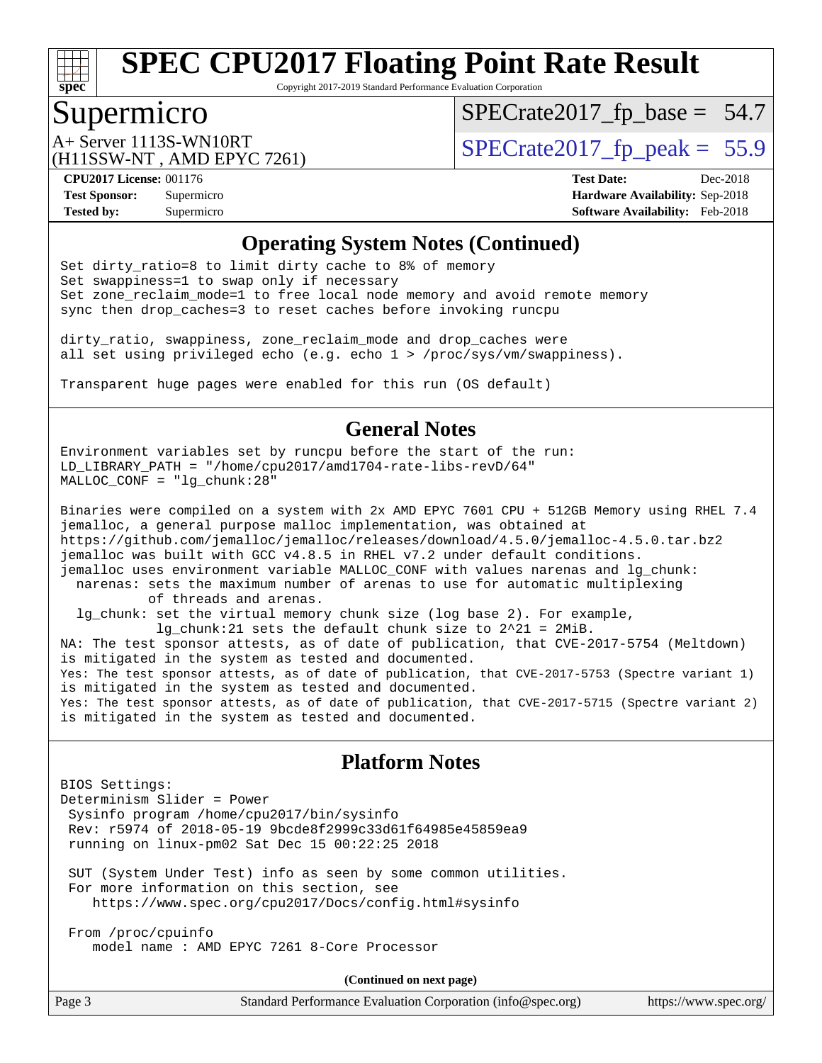## Operating System Notes (Continued)

```
Set dirty_ratio=8 to limit dirty cache to 8% of memory
Set swappiness=1 to swap only if necessary
Set zone_reclaim_mode=1 to free local node memory and avoid remote memory
sync then drop_caches=3 to reset caches before invoking runcpu

dirty_ratio, swappiness, zone_reclaim_mode and drop_caches were
all set using privileged echo (e.g. echo 1 > /proc/sys/vm/swappiness).

Transparent huge pages were enabled for this run (OS default)
```

## General Notes

```
Environment variables set by runcpu before the start of the run:
LD_LIBRARY_PATH = "/home/cpu2017/amd1704-rate-libs-revD/64"
MALLOC_CONF = "lg_chunk:28"

Binaries were compiled on a system with 2x AMD EPYC 7601 CPU + 512GB Memory using RHEL 7.4
jemalloc, a general purpose malloc implementation, was obtained at
https://github.com/jemalloc/jemalloc/releases/download/4.5.0/jemalloc-4.5.0.tar.bz2
jemalloc was built with GCC v4.8.5 in RHEL v7.2 under default conditions.
jemalloc uses environment variable MALLOC_CONF with values narenas and lg_chunk:
  narenas: sets the maximum number of arenas to use for automatic multiplexing
           of threads and arenas.
  lg_chunk: set the virtual memory chunk size (log base 2). For example,
            lg_chunk:21 sets the default chunk size to 2^21 = 2MiB.
NA: The test sponsor attests, as of date of publication, that CVE-2017-5754 (Meltdown)
is mitigated in the system as tested and documented.
Yes: The test sponsor attests, as of date of publication, that CVE-2017-5753 (Spectre variant 1)
is mitigated in the system as tested and documented.
Yes: The test sponsor attests, as of date of publication, that CVE-2017-5715 (Spectre variant 2)
is mitigated in the system as tested and documented.
```

## Platform Notes

```
BIOS Settings:
Determinism Slider = Power
 Sysinfo program /home/cpu2017/bin/sysinfo
 Rev: r5974 of 2018-05-19 9bcde8f2999c33d61f64985e45859ea9
 running on linux-pm02 Sat Dec 15 00:22:25 2018

 SUT (System Under Test) info as seen by some common utilities.
 For more information on this section, see
    https://www.spec.org/cpu2017/Docs/config.html#sysinfo

 From /proc/cpuinfo
    model name : AMD EPYC 7261 8-Core Processor
```

(Continued on next page)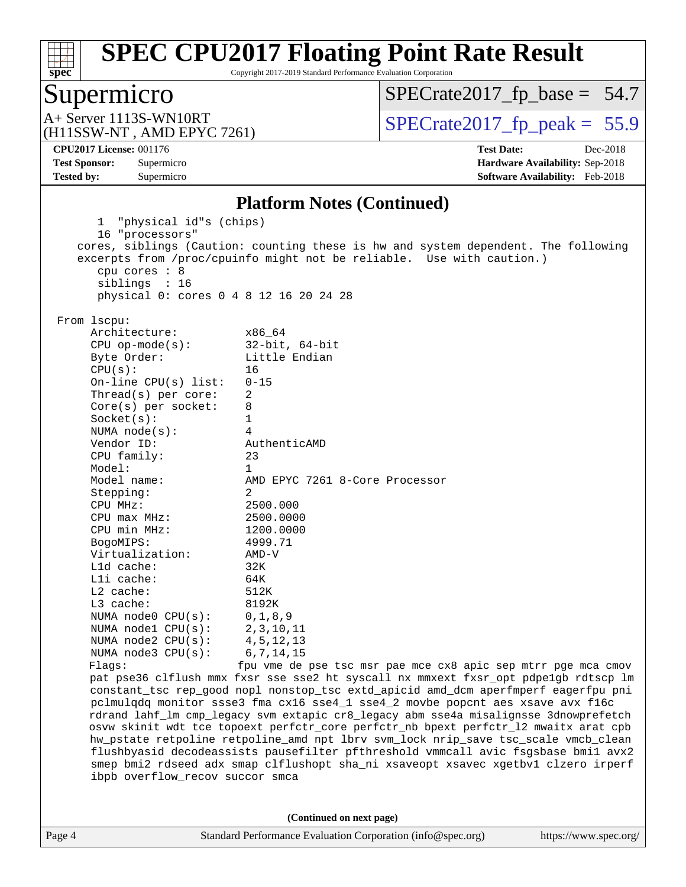# SPEC CPU2017 Floating Point Rate Result

Copyright 2017-2019 Standard Performance Evaluation Corporation

## Supermicro

A+ Server 1113S-WN10RT
(H11SSW-NT , AMD EPYC 7261)

SPECrate2017_fp_base = 54.7

SPECrate2017_fp_peak = 55.9

**CPU2017 License:** 001176
**Test Sponsor:** Supermicro
**Tested by:** Supermicro

**Test Date:** Dec-2018
**Hardware Availability:** Sep-2018
**Software Availability:** Feb-2018

### Platform Notes (Continued)

```
      1 "physical id"s (chips)
      16 "processors"
    cores, siblings (Caution: counting these is hw and system dependent. The following
    excerpts from /proc/cpuinfo might not be reliable.  Use with caution.)
      cpu cores : 8
      siblings  : 16
      physical 0: cores 0 4 8 12 16 20 24 28

 From lscpu:
      Architecture:          x86_64
      CPU op-mode(s):        32-bit, 64-bit
      Byte Order:            Little Endian
      CPU(s):                16
      On-line CPU(s) list:   0-15
      Thread(s) per core:    2
      Core(s) per socket:    8
      Socket(s):             1
      NUMA node(s):          4
      Vendor ID:             AuthenticAMD
      CPU family:            23
      Model:                 1
      Model name:            AMD EPYC 7261 8-Core Processor
      Stepping:              2
      CPU MHz:               2500.000
      CPU max MHz:           2500.0000
      CPU min MHz:           1200.0000
      BogoMIPS:              4999.71
      Virtualization:        AMD-V
      L1d cache:             32K
      L1i cache:             64K
      L2 cache:              512K
      L3 cache:              8192K
      NUMA node0 CPU(s):     0,1,8,9
      NUMA node1 CPU(s):     2,3,10,11
      NUMA node2 CPU(s):     4,5,12,13
      NUMA node3 CPU(s):     6,7,14,15
      Flags:                 fpu vme de pse tsc msr pae mce cx8 apic sep mtrr pge mca cmov
      pat pse36 clflush mmx fxsr sse sse2 ht syscall nx mmxext fxsr_opt pdpe1gb rdtscp lm
      constant_tsc rep_good nopl nonstop_tsc extd_apicid amd_dcm aperfmperf eagerfpu pni
      pclmulqdq monitor ssse3 fma cx16 sse4_1 sse4_2 movbe popcnt aes xsave avx f16c
      rdrand lahf_lm cmp_legacy svm extapic cr8_legacy abm sse4a misalignsse 3dnowprefetch
      osvw skinit wdt tce topoext perfctr_core perfctr_nb bpext perfctr_l2 mwaitx arat cpb
      hw_pstate retpoline retpoline_amd npt lbrv svm_lock nrip_save tsc_scale vmcb_clean
      flushbyasid decodeassists pausefilter pfthreshold vmmcall avic fsgsbase bmi1 avx2
      smep bmi2 rdseed adx smap clflushopt sha_ni xsaveopt xsavec xgetbv1 clzero irperf
      ibpb overflow_recov succor smca
```

**(Continued on next page)**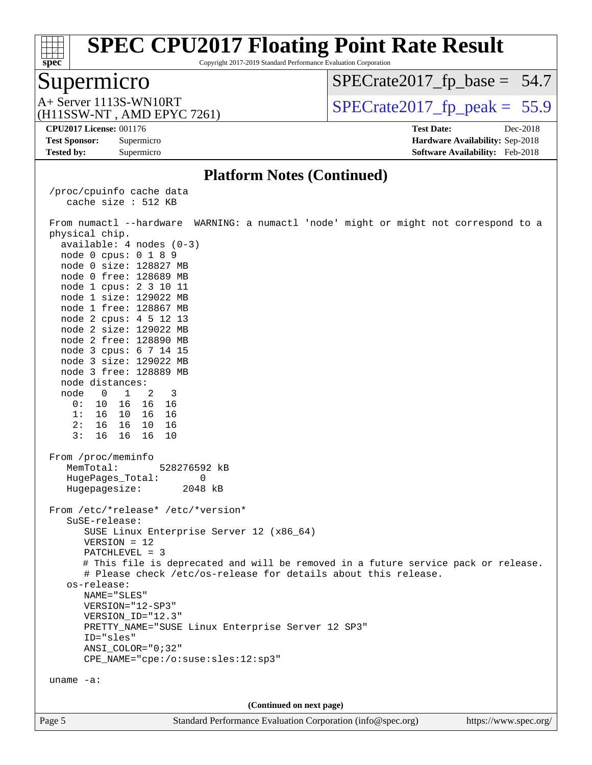## Platform Notes (Continued)

```
/proc/cpuinfo cache data
   cache size : 512 KB

From numactl --hardware  WARNING: a numactl 'node' might or might not correspond to a
physical chip.
  available: 4 nodes (0-3)
  node 0 cpus: 0 1 8 9
  node 0 size: 128827 MB
  node 0 free: 128689 MB
  node 1 cpus: 2 3 10 11
  node 1 size: 129022 MB
  node 1 free: 128867 MB
  node 2 cpus: 4 5 12 13
  node 2 size: 129022 MB
  node 2 free: 128890 MB
  node 3 cpus: 6 7 14 15
  node 3 size: 129022 MB
  node 3 free: 128889 MB
  node distances:
  node   0   1   2   3
    0:  10  16  16  16
    1:  16  10  16  16
    2:  16  16  10  16
    3:  16  16  16  10

From /proc/meminfo
   MemTotal:       528276592 kB
   HugePages_Total:       0
   Hugepagesize:       2048 kB

From /etc/*release* /etc/*version*
   SuSE-release:
      SUSE Linux Enterprise Server 12 (x86_64)
      VERSION = 12
      PATCHLEVEL = 3
      # This file is deprecated and will be removed in a future service pack or release.
      # Please check /etc/os-release for details about this release.
   os-release:
      NAME="SLES"
      VERSION="12-SP3"
      VERSION_ID="12.3"
      PRETTY_NAME="SUSE Linux Enterprise Server 12 SP3"
      ID="sles"
      ANSI_COLOR="0;32"
      CPE_NAME="cpe:/o:suse:sles:12:sp3"

uname -a:
```

(Continued on next page)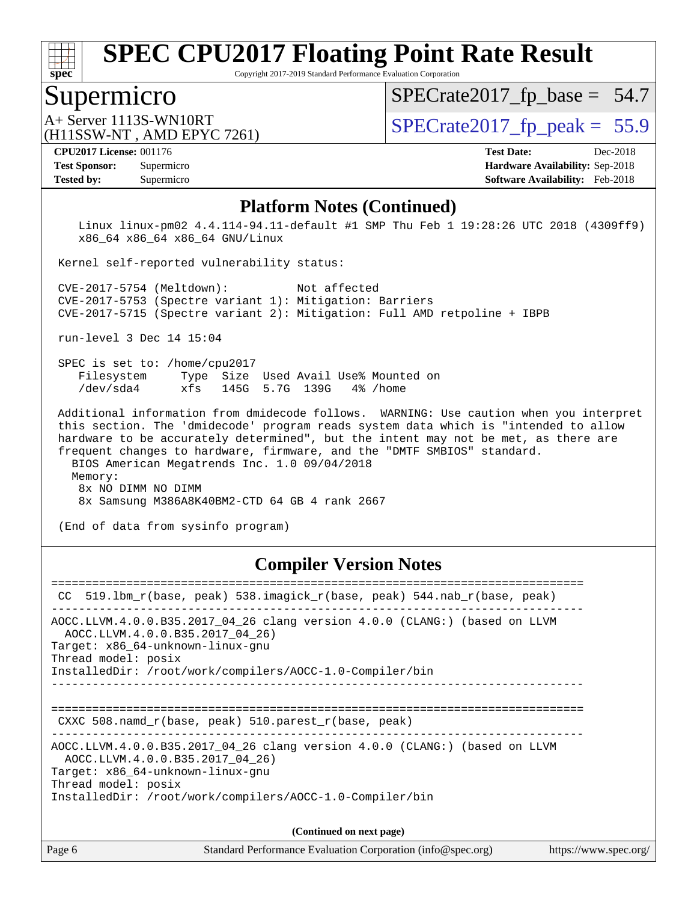## Platform Notes (Continued)

```
   Linux linux-pm02 4.4.114-94.11-default #1 SMP Thu Feb 1 19:28:26 UTC 2018 (4309ff9)
   x86_64 x86_64 x86_64 GNU/Linux

 Kernel self-reported vulnerability status:

 CVE-2017-5754 (Meltdown):          Not affected
 CVE-2017-5753 (Spectre variant 1): Mitigation: Barriers
 CVE-2017-5715 (Spectre variant 2): Mitigation: Full AMD retpoline + IBPB

 run-level 3 Dec 14 15:04

 SPEC is set to: /home/cpu2017
    Filesystem     Type  Size  Used Avail Use% Mounted on
    /dev/sda4      xfs   145G  5.7G  139G   4% /home

 Additional information from dmidecode follows.  WARNING: Use caution when you interpret
 this section. The 'dmidecode' program reads system data which is "intended to allow
 hardware to be accurately determined", but the intent may not be met, as there are
 frequent changes to hardware, firmware, and the "DMTF SMBIOS" standard.
   BIOS American Megatrends Inc. 1.0 09/04/2018
   Memory:
     8x NO DIMM NO DIMM
     8x Samsung M386A8K40BM2-CTD 64 GB 4 rank 2667

 (End of data from sysinfo program)
```

## Compiler Version Notes

```
==============================================================================
 CC  519.lbm_r(base, peak) 538.imagick_r(base, peak) 544.nab_r(base, peak)
------------------------------------------------------------------------------
AOCC.LLVM.4.0.0.B35.2017_04_26 clang version 4.0.0 (CLANG:) (based on LLVM
  AOCC.LLVM.4.0.0.B35.2017_04_26)
Target: x86_64-unknown-linux-gnu
Thread model: posix
InstalledDir: /root/work/compilers/AOCC-1.0-Compiler/bin
------------------------------------------------------------------------------

==============================================================================
 CXXC 508.namd_r(base, peak) 510.parest_r(base, peak)
------------------------------------------------------------------------------
AOCC.LLVM.4.0.0.B35.2017_04_26 clang version 4.0.0 (CLANG:) (based on LLVM
  AOCC.LLVM.4.0.0.B35.2017_04_26)
Target: x86_64-unknown-linux-gnu
Thread model: posix
InstalledDir: /root/work/compilers/AOCC-1.0-Compiler/bin
```

**(Continued on next page)**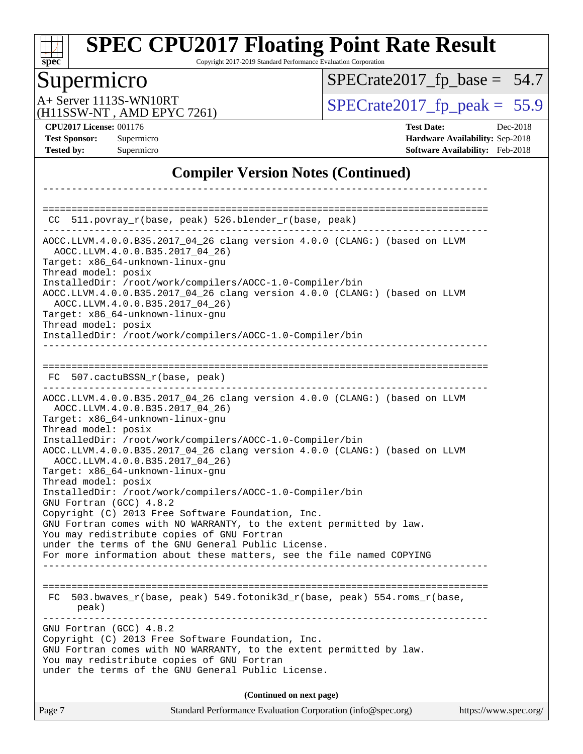# Supermicro

A+ Server 1113S-WN10RT
(H11SSW-NT , AMD EPYC 7261)

SPECrate2017_fp_base = 54.7

SPECrate2017_fp_peak = 55.9

**CPU2017 License:** 001176
**Test Sponsor:** Supermicro
**Tested by:** Supermicro

**Test Date:** Dec-2018
**Hardware Availability:** Sep-2018
**Software Availability:** Feb-2018

## Compiler Version Notes (Continued)

```
------------------------------------------------------------------------------

==============================================================================
 CC  511.povray_r(base, peak) 526.blender_r(base, peak)
------------------------------------------------------------------------------
AOCC.LLVM.4.0.0.B35.2017_04_26 clang version 4.0.0 (CLANG:) (based on LLVM
  AOCC.LLVM.4.0.0.B35.2017_04_26)
Target: x86_64-unknown-linux-gnu
Thread model: posix
InstalledDir: /root/work/compilers/AOCC-1.0-Compiler/bin
AOCC.LLVM.4.0.0.B35.2017_04_26 clang version 4.0.0 (CLANG:) (based on LLVM
  AOCC.LLVM.4.0.0.B35.2017_04_26)
Target: x86_64-unknown-linux-gnu
Thread model: posix
InstalledDir: /root/work/compilers/AOCC-1.0-Compiler/bin
------------------------------------------------------------------------------

==============================================================================
 FC  507.cactuBSSN_r(base, peak)
------------------------------------------------------------------------------
AOCC.LLVM.4.0.0.B35.2017_04_26 clang version 4.0.0 (CLANG:) (based on LLVM
  AOCC.LLVM.4.0.0.B35.2017_04_26)
Target: x86_64-unknown-linux-gnu
Thread model: posix
InstalledDir: /root/work/compilers/AOCC-1.0-Compiler/bin
AOCC.LLVM.4.0.0.B35.2017_04_26 clang version 4.0.0 (CLANG:) (based on LLVM
  AOCC.LLVM.4.0.0.B35.2017_04_26)
Target: x86_64-unknown-linux-gnu
Thread model: posix
InstalledDir: /root/work/compilers/AOCC-1.0-Compiler/bin
GNU Fortran (GCC) 4.8.2
Copyright (C) 2013 Free Software Foundation, Inc.
GNU Fortran comes with NO WARRANTY, to the extent permitted by law.
You may redistribute copies of GNU Fortran
under the terms of the GNU General Public License.
For more information about these matters, see the file named COPYING
------------------------------------------------------------------------------

==============================================================================
 FC  503.bwaves_r(base, peak) 549.fotonik3d_r(base, peak) 554.roms_r(base,
     peak)
------------------------------------------------------------------------------
GNU Fortran (GCC) 4.8.2
Copyright (C) 2013 Free Software Foundation, Inc.
GNU Fortran comes with NO WARRANTY, to the extent permitted by law.
You may redistribute copies of GNU Fortran
under the terms of the GNU General Public License.
```

**(Continued on next page)**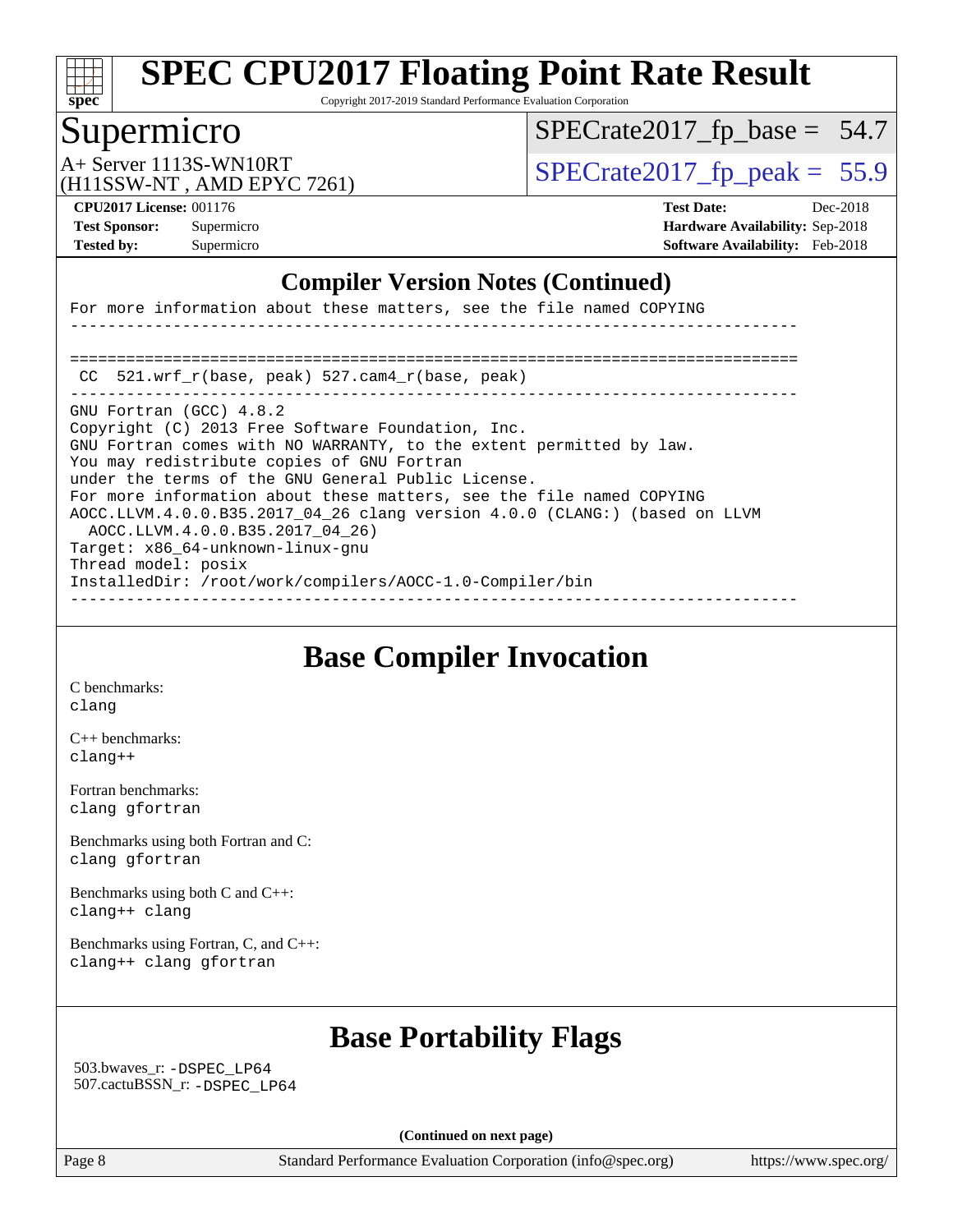## Compiler Version Notes (Continued)

```
For more information about these matters, see the file named COPYING
------------------------------------------------------------------------------

==============================================================================
 CC  521.wrf_r(base, peak) 527.cam4_r(base, peak)
------------------------------------------------------------------------------
GNU Fortran (GCC) 4.8.2
Copyright (C) 2013 Free Software Foundation, Inc.
GNU Fortran comes with NO WARRANTY, to the extent permitted by law.
You may redistribute copies of GNU Fortran
under the terms of the GNU General Public License.
For more information about these matters, see the file named COPYING
AOCC.LLVM.4.0.0.B35.2017_04_26 clang version 4.0.0 (CLANG:) (based on LLVM
  AOCC.LLVM.4.0.0.B35.2017_04_26)
Target: x86_64-unknown-linux-gnu
Thread model: posix
InstalledDir: /root/work/compilers/AOCC-1.0-Compiler/bin
------------------------------------------------------------------------------
```

## Base Compiler Invocation

C benchmarks:
clang

C++ benchmarks:
clang++

Fortran benchmarks:
clang gfortran

Benchmarks using both Fortran and C:
clang gfortran

Benchmarks using both C and C++:
clang++ clang

Benchmarks using Fortran, C, and C++:
clang++ clang gfortran

## Base Portability Flags

503.bwaves_r: -DSPEC_LP64
507.cactuBSSN_r: -DSPEC_LP64

**(Continued on next page)**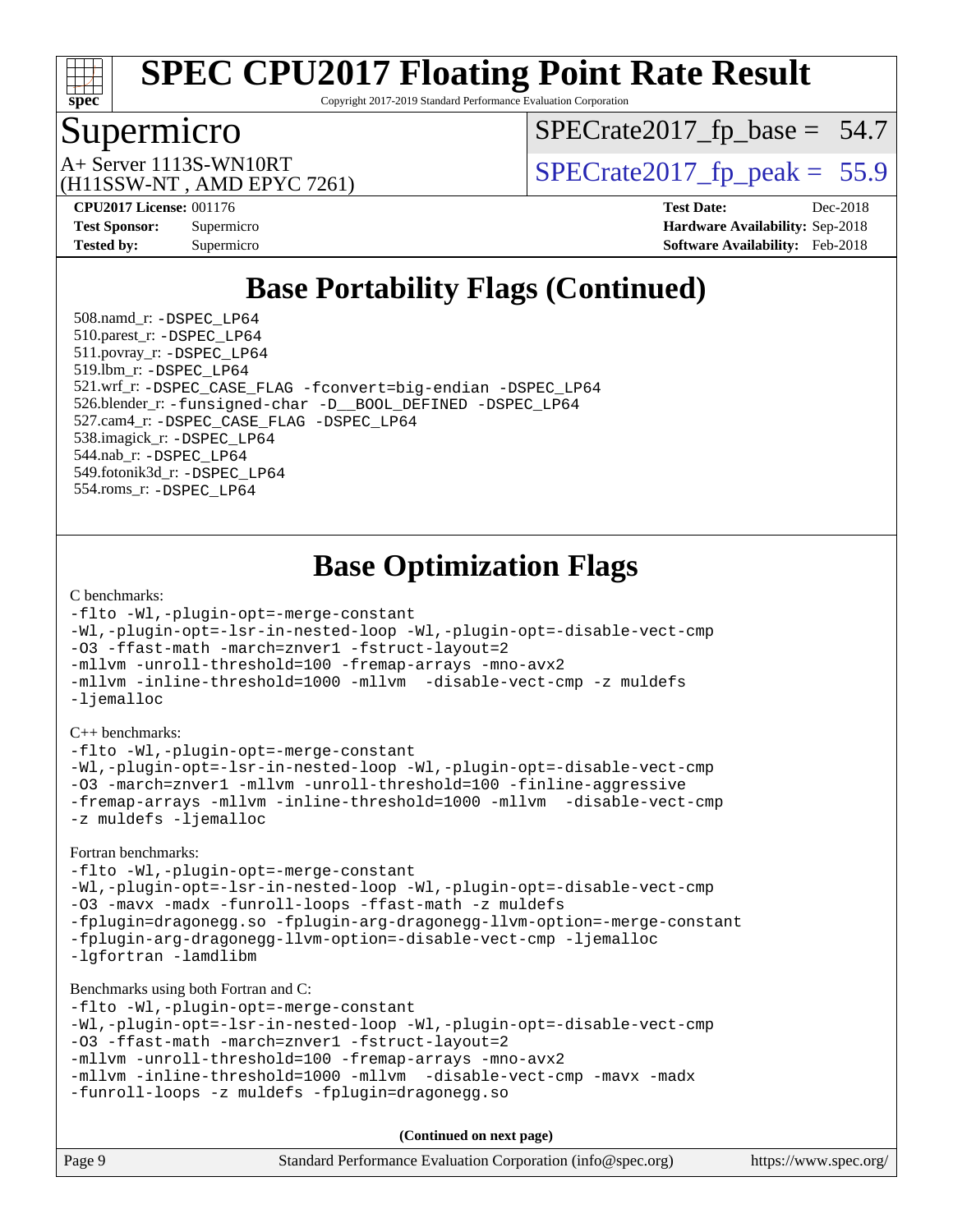# SPEC CPU2017 Floating Point Rate Result

Copyright 2017-2019 Standard Performance Evaluation Corporation

## Supermicro

A+ Server 1113S-WN10RT
(H11SSW-NT , AMD EPYC 7261)

SPECrate2017_fp_base = 54.7

SPECrate2017_fp_peak = 55.9

**CPU2017 License:** 001176
**Test Sponsor:** Supermicro
**Tested by:** Supermicro

**Test Date:** Dec-2018
**Hardware Availability:** Sep-2018
**Software Availability:** Feb-2018

## Base Portability Flags (Continued)

508.namd_r: -DSPEC_LP64
510.parest_r: -DSPEC_LP64
511.povray_r: -DSPEC_LP64
519.lbm_r: -DSPEC_LP64
521.wrf_r: -DSPEC_CASE_FLAG -fconvert=big-endian -DSPEC_LP64
526.blender_r: -funsigned-char -D__BOOL_DEFINED -DSPEC_LP64
527.cam4_r: -DSPEC_CASE_FLAG -DSPEC_LP64
538.imagick_r: -DSPEC_LP64
544.nab_r: -DSPEC_LP64
549.fotonik3d_r: -DSPEC_LP64
554.roms_r: -DSPEC_LP64

## Base Optimization Flags

C benchmarks:

```
-flto -Wl,-plugin-opt=-merge-constant
-Wl,-plugin-opt=-lsr-in-nested-loop -Wl,-plugin-opt=-disable-vect-cmp
-O3 -ffast-math -march=znver1 -fstruct-layout=2
-mllvm -unroll-threshold=100 -fremap-arrays -mno-avx2
-mllvm -inline-threshold=1000 -mllvm  -disable-vect-cmp -z muldefs
-ljemalloc
```

C++ benchmarks:

```
-flto -Wl,-plugin-opt=-merge-constant
-Wl,-plugin-opt=-lsr-in-nested-loop -Wl,-plugin-opt=-disable-vect-cmp
-O3 -march=znver1 -mllvm -unroll-threshold=100 -finline-aggressive
-fremap-arrays -mllvm -inline-threshold=1000 -mllvm  -disable-vect-cmp
-z muldefs -ljemalloc
```

Fortran benchmarks:

```
-flto -Wl,-plugin-opt=-merge-constant
-Wl,-plugin-opt=-lsr-in-nested-loop -Wl,-plugin-opt=-disable-vect-cmp
-O3 -mavx -madx -funroll-loops -ffast-math -z muldefs
-fplugin=dragonegg.so -fplugin-arg-dragonegg-llvm-option=-merge-constant
-fplugin-arg-dragonegg-llvm-option=-disable-vect-cmp -ljemalloc
-lgfortran -lamdlibm
```

Benchmarks using both Fortran and C:

```
-flto -Wl,-plugin-opt=-merge-constant
-Wl,-plugin-opt=-lsr-in-nested-loop -Wl,-plugin-opt=-disable-vect-cmp
-O3 -ffast-math -march=znver1 -fstruct-layout=2
-mllvm -unroll-threshold=100 -fremap-arrays -mno-avx2
-mllvm -inline-threshold=1000 -mllvm  -disable-vect-cmp -mavx -madx
-funroll-loops -z muldefs -fplugin=dragonegg.so
```

**(Continued on next page)**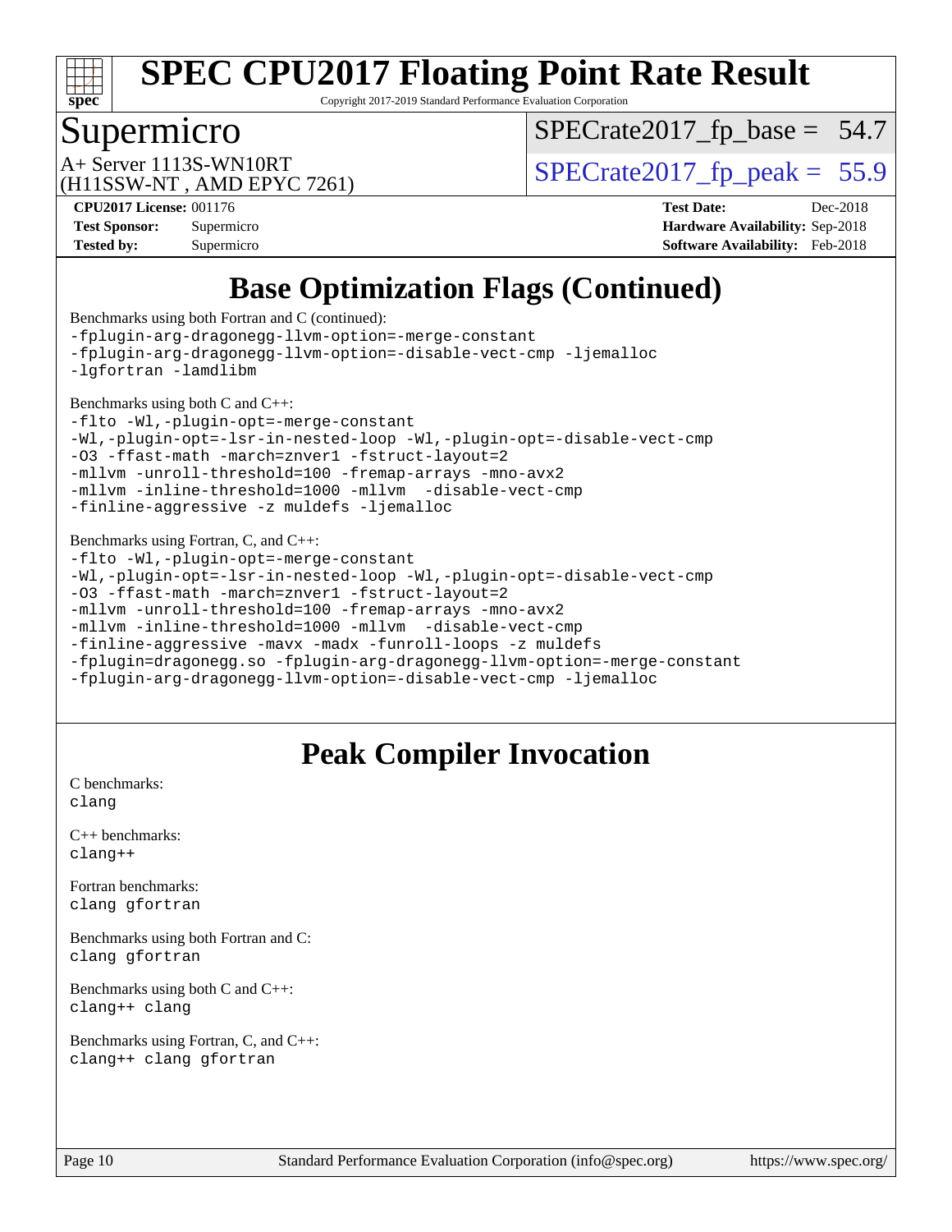## Base Optimization Flags (Continued)

Benchmarks using both Fortran and C (continued):

```
-fplugin-arg-dragonegg-llvm-option=-merge-constant
-fplugin-arg-dragonegg-llvm-option=-disable-vect-cmp -ljemalloc
-lgfortran -lamdlibm
```

Benchmarks using both C and C++:

```
-flto -Wl,-plugin-opt=-merge-constant
-Wl,-plugin-opt=-lsr-in-nested-loop -Wl,-plugin-opt=-disable-vect-cmp
-O3 -ffast-math -march=znver1 -fstruct-layout=2
-mllvm -unroll-threshold=100 -fremap-arrays -mno-avx2
-mllvm -inline-threshold=1000 -mllvm  -disable-vect-cmp
-finline-aggressive -z muldefs -ljemalloc
```

Benchmarks using Fortran, C, and C++:

```
-flto -Wl,-plugin-opt=-merge-constant
-Wl,-plugin-opt=-lsr-in-nested-loop -Wl,-plugin-opt=-disable-vect-cmp
-O3 -ffast-math -march=znver1 -fstruct-layout=2
-mllvm -unroll-threshold=100 -fremap-arrays -mno-avx2
-mllvm -inline-threshold=1000 -mllvm  -disable-vect-cmp
-finline-aggressive -mavx -madx -funroll-loops -z muldefs
-fplugin=dragonegg.so -fplugin-arg-dragonegg-llvm-option=-merge-constant
-fplugin-arg-dragonegg-llvm-option=-disable-vect-cmp -ljemalloc
```

## Peak Compiler Invocation

C benchmarks:
`clang`

C++ benchmarks:
`clang++`

Fortran benchmarks:
`clang gfortran`

Benchmarks using both Fortran and C:
`clang gfortran`

Benchmarks using both C and C++:
`clang++ clang`

Benchmarks using Fortran, C, and C++:
`clang++ clang gfortran`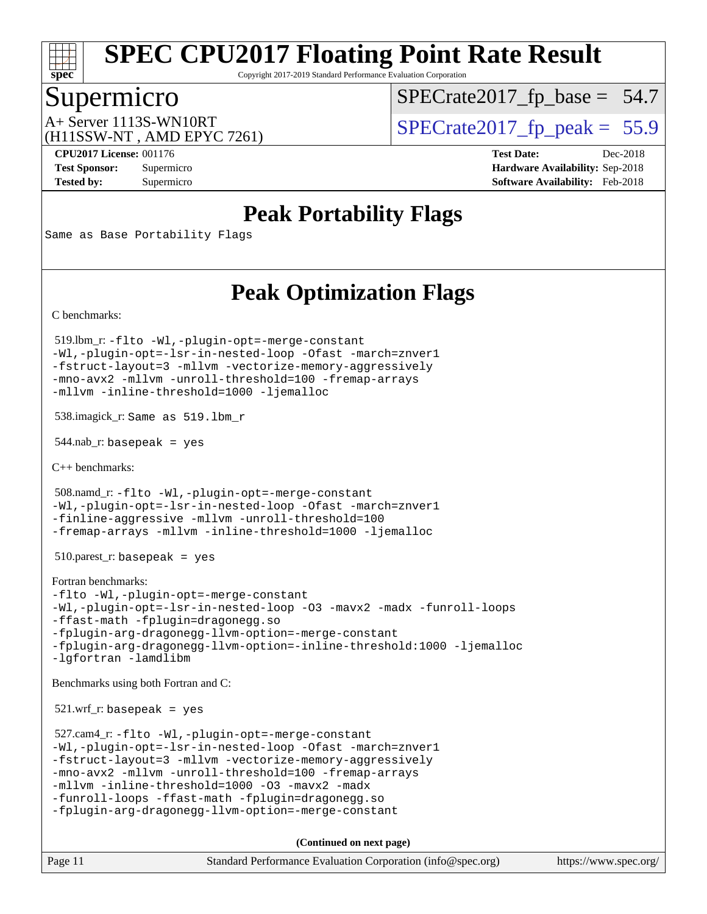# SPEC CPU2017 Floating Point Rate Result

Copyright 2017-2019 Standard Performance Evaluation Corporation

## Supermicro

A+ Server 1113S-WN10RT
(H11SSW-NT , AMD EPYC 7261)

SPECrate2017_fp_base = 54.7

SPECrate2017_fp_peak = 55.9

**CPU2017 License:** 001176
**Test Sponsor:** Supermicro
**Tested by:** Supermicro

**Test Date:** Dec-2018
**Hardware Availability:** Sep-2018
**Software Availability:** Feb-2018

## Peak Portability Flags

```
Same as Base Portability Flags
```

## Peak Optimization Flags

C benchmarks:

519.lbm_r:
```
-flto -Wl,-plugin-opt=-merge-constant
-Wl,-plugin-opt=-lsr-in-nested-loop -Ofast -march=znver1
-fstruct-layout=3 -mllvm -vectorize-memory-aggressively
-mno-avx2 -mllvm -unroll-threshold=100 -fremap-arrays
-mllvm -inline-threshold=1000 -ljemalloc
```

538.imagick_r: `Same as 519.lbm_r`

544.nab_r: `basepeak = yes`

C++ benchmarks:

508.namd_r:
```
-flto -Wl,-plugin-opt=-merge-constant
-Wl,-plugin-opt=-lsr-in-nested-loop -Ofast -march=znver1
-finline-aggressive -mllvm -unroll-threshold=100
-fremap-arrays -mllvm -inline-threshold=1000 -ljemalloc
```

510.parest_r: `basepeak = yes`

Fortran benchmarks:
```
-flto -Wl,-plugin-opt=-merge-constant
-Wl,-plugin-opt=-lsr-in-nested-loop -O3 -mavx2 -madx -funroll-loops
-ffast-math -fplugin=dragonegg.so
-fplugin-arg-dragonegg-llvm-option=-merge-constant
-fplugin-arg-dragonegg-llvm-option=-inline-threshold:1000 -ljemalloc
-lgfortran -lamdlibm
```

Benchmarks using both Fortran and C:

521.wrf_r: `basepeak = yes`

527.cam4_r:
```
-flto -Wl,-plugin-opt=-merge-constant
-Wl,-plugin-opt=-lsr-in-nested-loop -Ofast -march=znver1
-fstruct-layout=3 -mllvm -vectorize-memory-aggressively
-mno-avx2 -mllvm -unroll-threshold=100 -fremap-arrays
-mllvm -inline-threshold=1000 -O3 -mavx2 -madx
-funroll-loops -ffast-math -fplugin=dragonegg.so
-fplugin-arg-dragonegg-llvm-option=-merge-constant
```

**(Continued on next page)**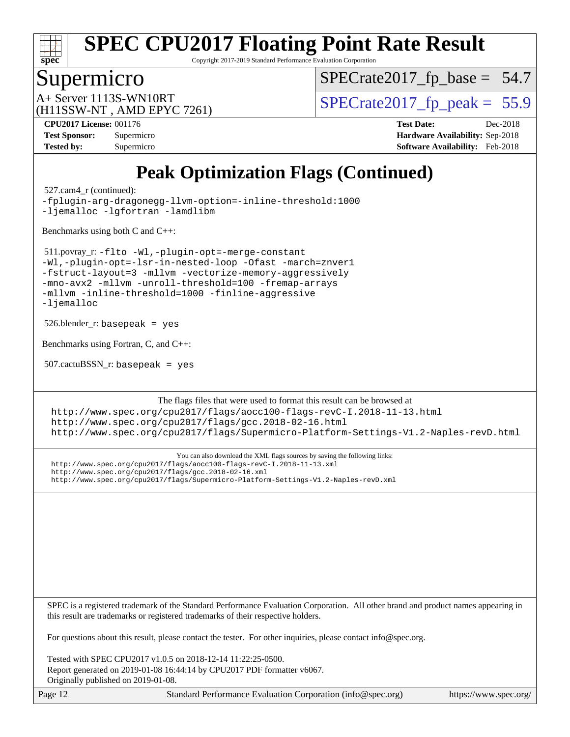# SPEC CPU2017 Floating Point Rate Result

Copyright 2017-2019 Standard Performance Evaluation Corporation

## Supermicro

A+ Server 1113S-WN10RT
(H11SSW-NT , AMD EPYC 7261)

SPECrate2017_fp_base = 54.7

SPECrate2017_fp_peak = 55.9

**CPU2017 License:** 001176
**Test Sponsor:** Supermicro
**Tested by:** Supermicro

**Test Date:** Dec-2018
**Hardware Availability:** Sep-2018
**Software Availability:** Feb-2018

## Peak Optimization Flags (Continued)

527.cam4_r (continued):
-fplugin-arg-dragonegg-llvm-option=-inline-threshold:1000
-ljemalloc -lgfortran -lamdlibm

Benchmarks using both C and C++:

511.povray_r: -flto -Wl,-plugin-opt=-merge-constant
-Wl,-plugin-opt=-lsr-in-nested-loop -Ofast -march=znver1
-fstruct-layout=3 -mllvm -vectorize-memory-aggressively
-mno-avx2 -mllvm -unroll-threshold=100 -fremap-arrays
-mllvm -inline-threshold=1000 -finline-aggressive
-ljemalloc

526.blender_r: basepeak = yes

Benchmarks using Fortran, C, and C++:

507.cactuBSSN_r: basepeak = yes

The flags files that were used to format this result can be browsed at
http://www.spec.org/cpu2017/flags/aocc100-flags-revC-I.2018-11-13.html
http://www.spec.org/cpu2017/flags/gcc.2018-02-16.html
http://www.spec.org/cpu2017/flags/Supermicro-Platform-Settings-V1.2-Naples-revD.html

You can also download the XML flags sources by saving the following links:
http://www.spec.org/cpu2017/flags/aocc100-flags-revC-I.2018-11-13.xml
http://www.spec.org/cpu2017/flags/gcc.2018-02-16.xml
http://www.spec.org/cpu2017/flags/Supermicro-Platform-Settings-V1.2-Naples-revD.xml

SPEC is a registered trademark of the Standard Performance Evaluation Corporation. All other brand and product names appearing in this result are trademarks or registered trademarks of their respective holders.

For questions about this result, please contact the tester. For other inquiries, please contact info@spec.org.

Tested with SPEC CPU2017 v1.0.5 on 2018-12-14 11:22:25-0500.
Report generated on 2019-01-08 16:44:14 by CPU2017 PDF formatter v6067.
Originally published on 2019-01-08.